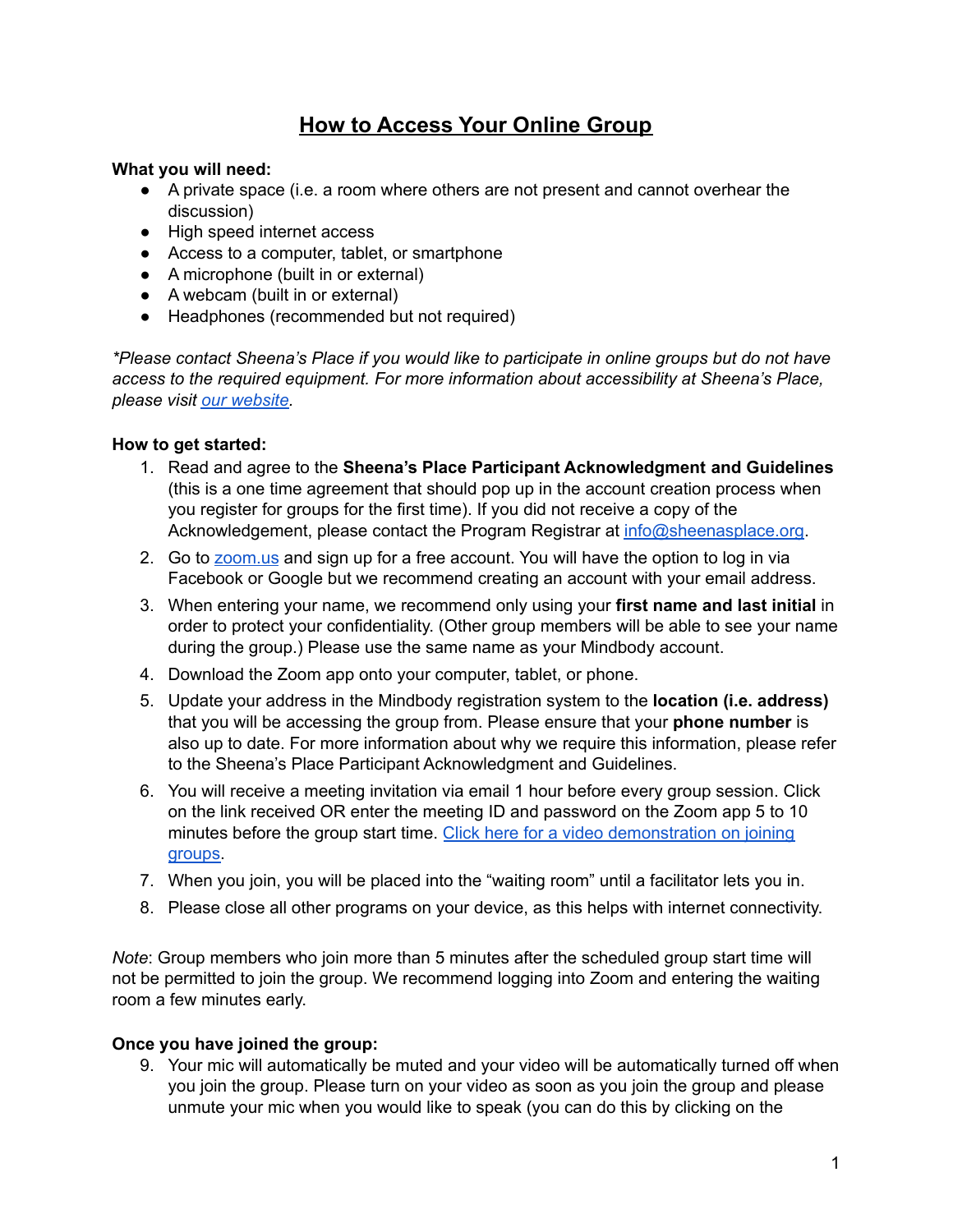# How to Access Your Online Group

**What you will need:**

- A private space (i.e. a room where others are not present and cannot overhear the discussion)
- High speed internet access
- Access to a computer, tablet, or smartphone
- A microphone (built in or external)
- A webcam (built in or external)
- Headphones (recommended but not required)

*\*Please contact Sheena's Place if you would like to participate in online groups but do not have access to the required equipment. For more information about accessibility at Sheena's Place, please visit our website.*

**How to get started:**

1. Read and agree to the **Sheena's Place Participant Acknowledgment and Guidelines** (this is a one time agreement that should pop up in the account creation process when you register for groups for the first time). If you did not receive a copy of the Acknowledgement, please contact the Program Registrar at info@sheenasplace.org.
2. Go to zoom.us and sign up for a free account. You will have the option to log in via Facebook or Google but we recommend creating an account with your email address.
3. When entering your name, we recommend only using your **first name and last initial** in order to protect your confidentiality. (Other group members will be able to see your name during the group.) Please use the same name as your Mindbody account.
4. Download the Zoom app onto your computer, tablet, or phone.
5. Update your address in the Mindbody registration system to the **location (i.e. address)** that you will be accessing the group from. Please ensure that your **phone number** is also up to date. For more information about why we require this information, please refer to the Sheena's Place Participant Acknowledgment and Guidelines.
6. You will receive a meeting invitation via email 1 hour before every group session. Click on the link received OR enter the meeting ID and password on the Zoom app 5 to 10 minutes before the group start time. Click here for a video demonstration on joining groups.
7. When you join, you will be placed into the "waiting room" until a facilitator lets you in.
8. Please close all other programs on your device, as this helps with internet connectivity.

*Note*: Group members who join more than 5 minutes after the scheduled group start time will not be permitted to join the group. We recommend logging into Zoom and entering the waiting room a few minutes early.

**Once you have joined the group:**

9. Your mic will automatically be muted and your video will be automatically turned off when you join the group. Please turn on your video as soon as you join the group and please unmute your mic when you would like to speak (you can do this by clicking on the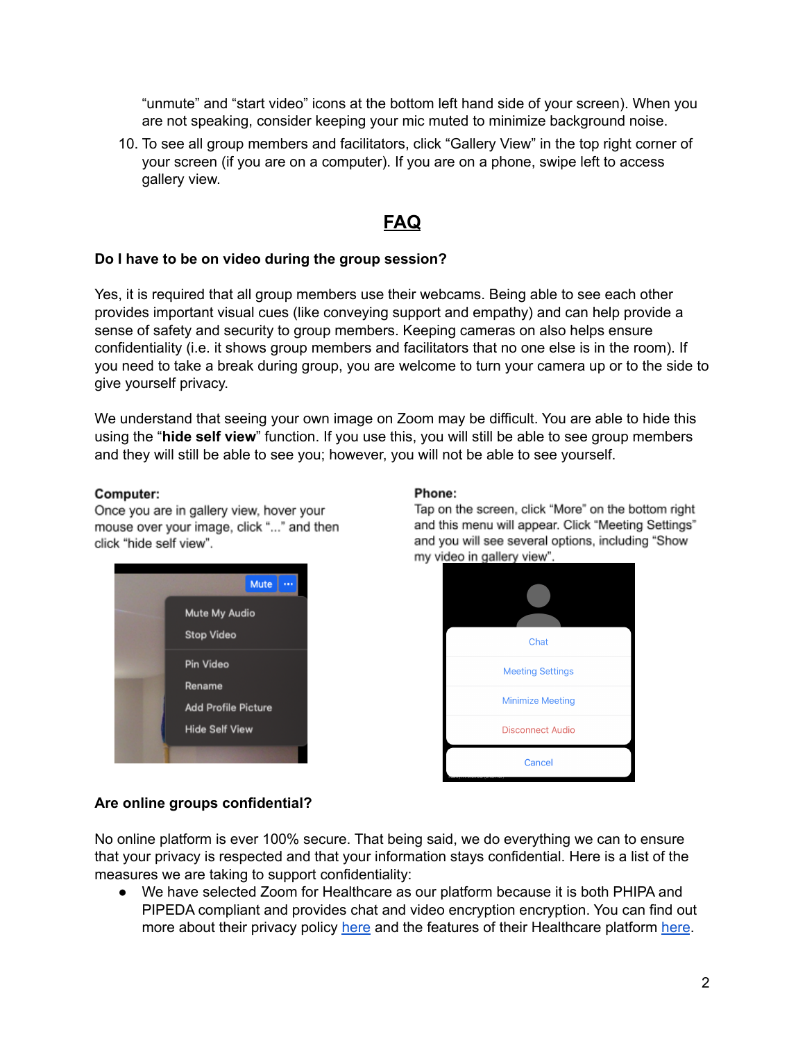"unmute" and "start video" icons at the bottom left hand side of your screen). When you are not speaking, consider keeping your mic muted to minimize background noise.

10. To see all group members and facilitators, click "Gallery View" in the top right corner of your screen (if you are on a computer). If you are on a phone, swipe left to access gallery view.

## FAQ

### Do I have to be on video during the group session?

Yes, it is required that all group members use their webcams. Being able to see each other provides important visual cues (like conveying support and empathy) and can help provide a sense of safety and security to group members. Keeping cameras on also helps ensure confidentiality (i.e. it shows group members and facilitators that no one else is in the room). If you need to take a break during group, you are welcome to turn your camera up or to the side to give yourself privacy.

We understand that seeing your own image on Zoom may be difficult. You are able to hide this using the "**hide self view**" function. If you use this, you will still be able to see group members and they will still be able to see you; however, you will not be able to see yourself.

**Computer:**
Once you are in gallery view, hover your mouse over your image, click "..." and then click "hide self view".

**Phone:**
Tap on the screen, click "More" on the bottom right and this menu will appear. Click "Meeting Settings" and you will see several options, including "Show my video in gallery view".

### Are online groups confidential?

No online platform is ever 100% secure. That being said, we do everything we can to ensure that your privacy is respected and that your information stays confidential. Here is a list of the measures we are taking to support confidentiality:

- We have selected Zoom for Healthcare as our platform because it is both PHIPA and PIPEDA compliant and provides chat and video encryption encryption. You can find out more about their privacy policy here and the features of their Healthcare platform here.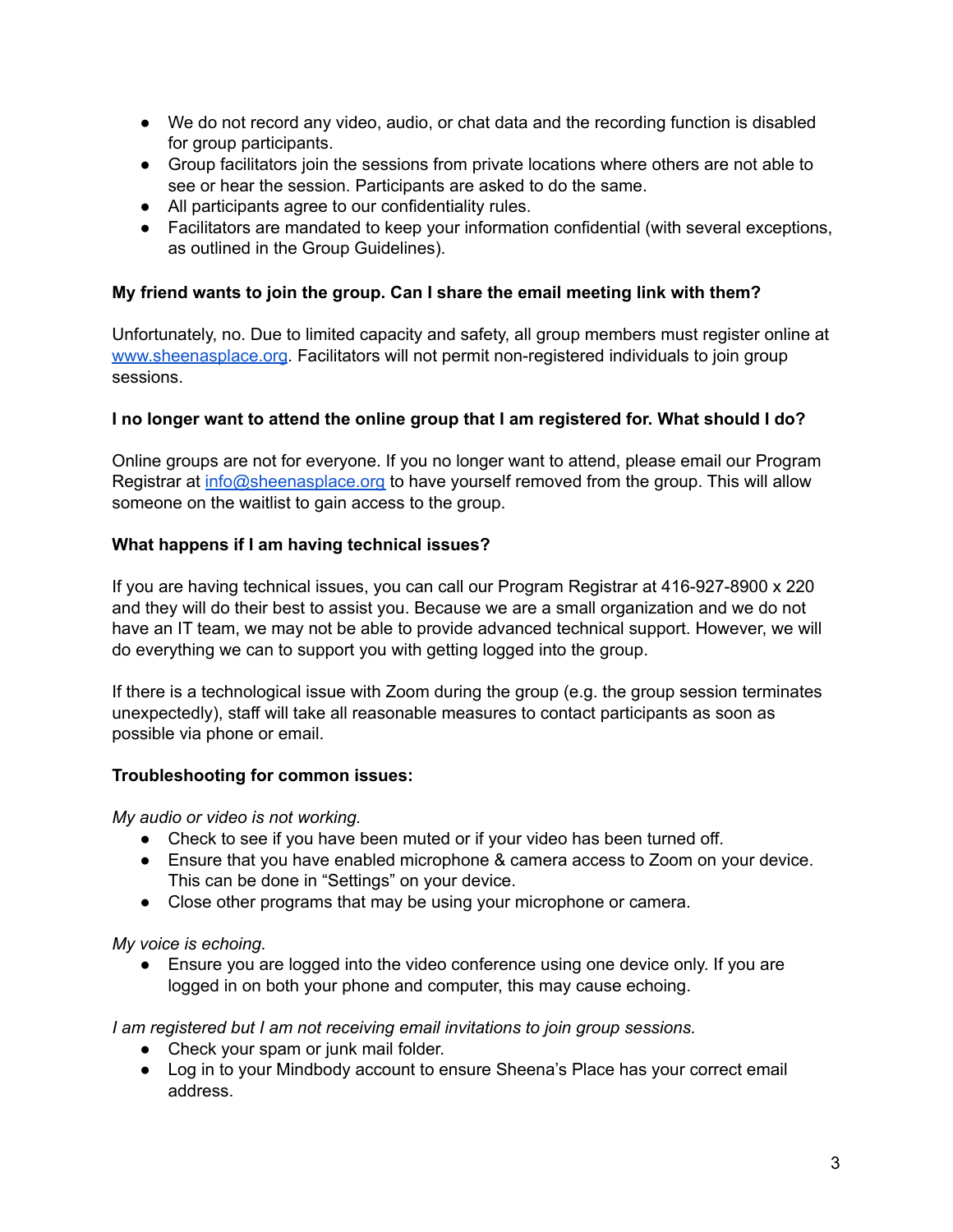- We do not record any video, audio, or chat data and the recording function is disabled for group participants.
- Group facilitators join the sessions from private locations where others are not able to see or hear the session. Participants are asked to do the same.
- All participants agree to our confidentiality rules.
- Facilitators are mandated to keep your information confidential (with several exceptions, as outlined in the Group Guidelines).

**My friend wants to join the group. Can I share the email meeting link with them?**

Unfortunately, no. Due to limited capacity and safety, all group members must register online at [www.sheenasplace.org](http://www.sheenasplace.org). Facilitators will not permit non-registered individuals to join group sessions.

**I no longer want to attend the online group that I am registered for. What should I do?**

Online groups are not for everyone. If you no longer want to attend, please email our Program Registrar at [info@sheenasplace.org](mailto:info@sheenasplace.org) to have yourself removed from the group. This will allow someone on the waitlist to gain access to the group.

**What happens if I am having technical issues?**

If you are having technical issues, you can call our Program Registrar at 416-927-8900 x 220 and they will do their best to assist you. Because we are a small organization and we do not have an IT team, we may not be able to provide advanced technical support. However, we will do everything we can to support you with getting logged into the group.

If there is a technological issue with Zoom during the group (e.g. the group session terminates unexpectedly), staff will take all reasonable measures to contact participants as soon as possible via phone or email.

**Troubleshooting for common issues:**

*My audio or video is not working.*

- Check to see if you have been muted or if your video has been turned off.
- Ensure that you have enabled microphone & camera access to Zoom on your device. This can be done in "Settings" on your device.
- Close other programs that may be using your microphone or camera.

*My voice is echoing.*

- Ensure you are logged into the video conference using one device only. If you are logged in on both your phone and computer, this may cause echoing.

*I am registered but I am not receiving email invitations to join group sessions.*

- Check your spam or junk mail folder.
- Log in to your Mindbody account to ensure Sheena's Place has your correct email address.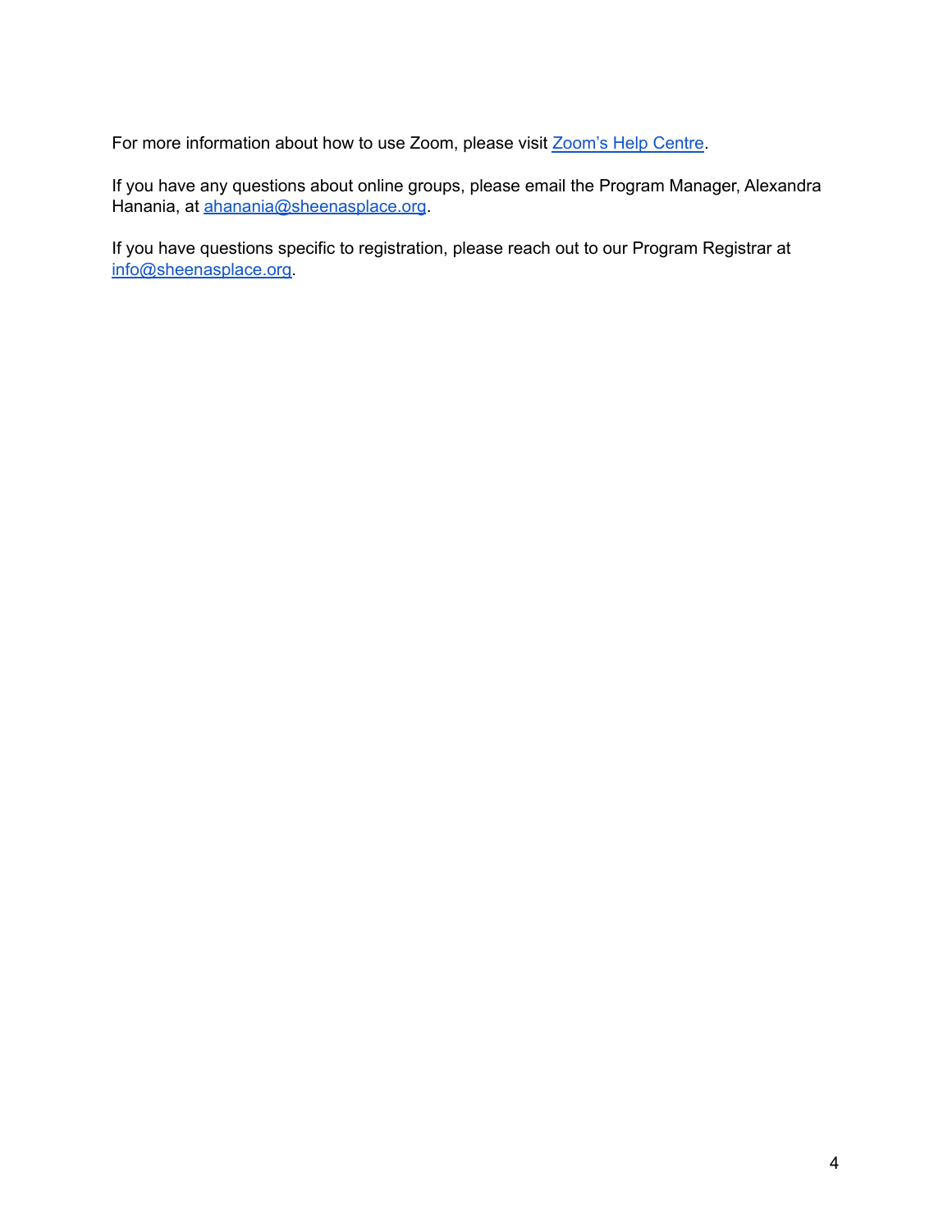For more information about how to use Zoom, please visit [Zoom's Help Centre](#).

If you have any questions about online groups, please email the Program Manager, Alexandra Hanania, at [ahanania@sheenasplace.org](mailto:ahanania@sheenasplace.org).

If you have questions specific to registration, please reach out to our Program Registrar at [info@sheenasplace.org](mailto:info@sheenasplace.org).